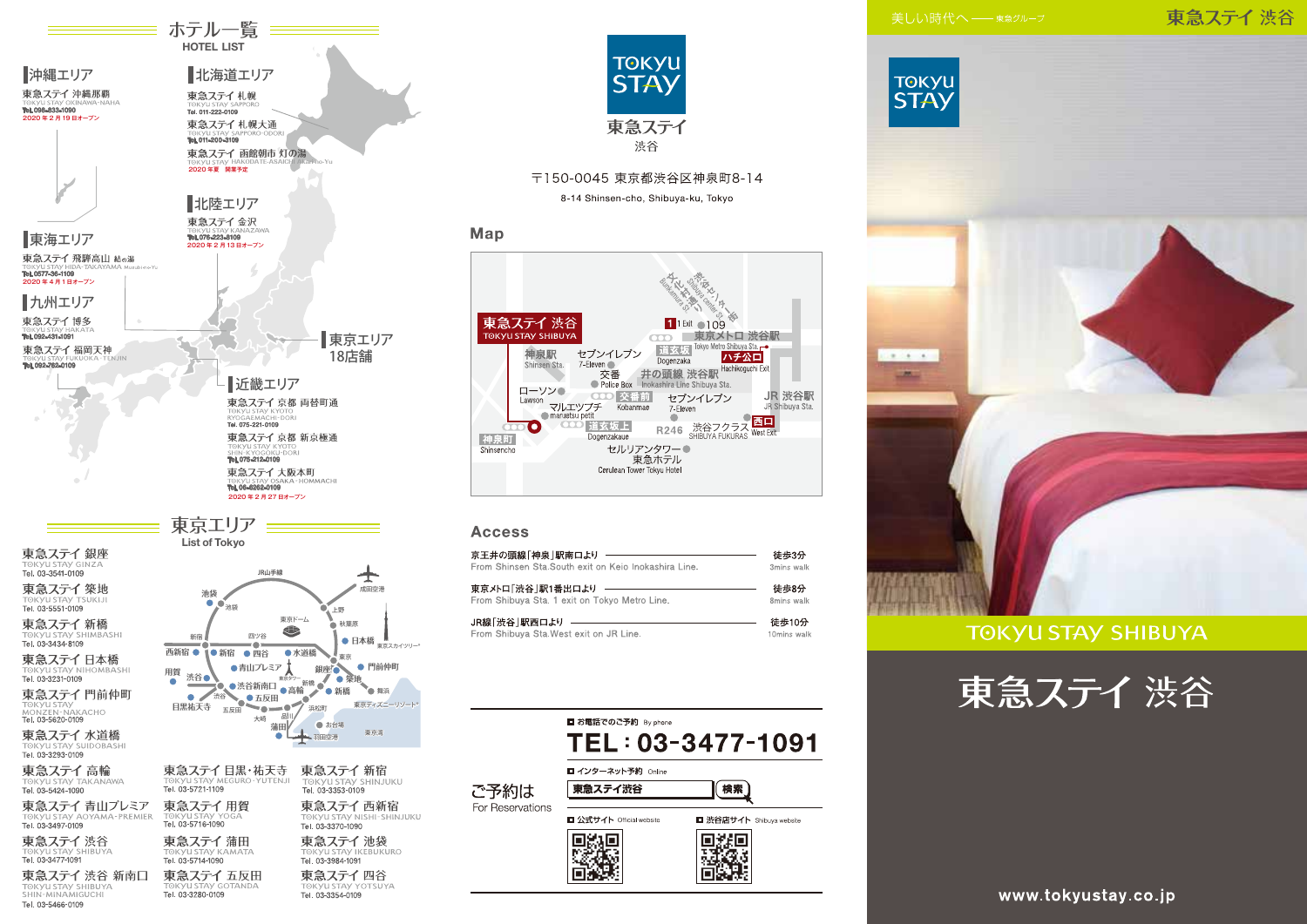# ホテル一覧
HOTEL LIST

## 沖縄エリア
東急ステイ 沖縄那覇
TOKYU STAY OKINAWA-NAHA
Tel. 098-833-1090
2020年2月19日オープン

## 北海道エリア
東急ステイ 札幌
TOKYU STAY SAPPORO
Tel. 011-222-0109

東急ステイ 札幌大通
TOKYU STAY SAPPORO-ODORI
Tel. 011-200-3109

東急ステイ 函館朝市 灯の湯
TOKYU STAY HAKODATE-ASAICHI Akari-no-Yu
2020年夏 開業予定

## 北陸エリア
東急ステイ 金沢
TOKYU STAY KANAZAWA
Tel. 076-223-8109
2020年2月13日オープン

## 東海エリア
東急ステイ 飛騨高山 結の湯
TOKYU STAY HIDA-TAKAYAMA Musubi-no-Yu
Tel. 0577-36-1109
2020年4月1日オープン

## 九州エリア
東急ステイ 博多
TOKYU STAY HAKATA
Tel. 092-431-1091

東急ステイ 福岡天神
TOKYU STAY FUKUOKA-TENJIN
Tel. 092-762-0109

## 関東エリア
18店舗

## 近畿エリア
東急ステイ 京都 両替町通
TOKYU STAY KYOTO RYOGAEMACHI-DORI
Tel. 075-221-0109

東急ステイ 京都 新京極通
TOKYU STAY KYOTO SHIN-KYOGOKU-DORI
Tel. 075-212-0109

東急ステイ 大阪本町
TOKYU STAY OSAKA-HOMMACHI
Tel. 06-6262-0109
2020年2月27日オープン

# 東京エリア
List of Tokyo

- 東急ステイ 銀座 / TOKYU STAY GINZA / Tel. 03-3541-0109
- 東急ステイ 築地 / TOKYU STAY TSUKIJI / Tel. 03-5551-0109
- 東急ステイ 新橋 / TOKYU STAY SHIMBASHI / Tel. 03-3434-8109
- 東急ステイ 日本橋 / TOKYU STAY NIHOMBASHI / Tel. 03-3231-0109
- 東急ステイ 門前仲町 / TOKYU STAY MONZEN-NAKACHO / Tel. 03-5620-0109
- 東急ステイ 水道橋 / TOKYU STAY SUIDOBASHI / Tel. 03-3293-0109
- 東急ステイ 高輪 / TOKYU STAY TAKANAWA / Tel. 03-5424-1090
- 東急ステイ 青山プレミア / TOKYU STAY AOYAMA-PREMIER / Tel. 03-3497-0109
- 東急ステイ 渋谷 / TOKYU STAY SHIBUYA / Tel. 03-3477-1091
- 東急ステイ 渋谷 新南口 / TOKYU STAY SHIBUYA SHIN-MINAMIGUCHI / Tel. 03-5466-0109
- 東急ステイ 目黒・祐天寺 / TOKYU STAY MEGURO-YUTENJI / Tel. 03-5721-1109
- 東急ステイ 用賀 / TOKYU STAY YOGA / Tel. 03-5716-1090
- 東急ステイ 蒲田 / TOKYU STAY KAMATA / Tel. 03-5714-1090
- 東急ステイ 五反田 / TOKYU STAY GOTANDA / Tel. 03-3280-0109
- 東急ステイ 新宿 / TOKYU STAY SHINJUKU / Tel. 03-3353-0109
- 東急ステイ 西新宿 / TOKYU STAY NISHI-SHINJUKU / Tel. 03-3370-1090
- 東急ステイ 池袋 / TOKYU STAY IKEBUKURO / Tel. 03-3984-1091
- 東急ステイ 四谷 / TOKYU STAY YOTSUYA / Tel. 03-3354-0109

# TOKYU STAY 東急ステイ 渋谷

〒150-0045 東京都渋谷区神泉町8-14
8-14 Shinsen-cho, Shibuya-ku, Tokyo

## Map

## Access

| | |
|---|---|
| 京王井の頭線「神泉」駅南口より<br>From Shinsen Sta.South exit on Keio Inokashira Line. | 徒歩3分<br>3mins walk |
| 東京メトロ「渋谷」駅1番出口より<br>From Shibuya Sta. 1 exit on Tokyo Metro Line. | 徒歩8分<br>8mins walk |
| JR線「渋谷」駅西口より<br>From Shibuya Sta.West exit on JR Line. | 徒歩10分<br>10mins walk |

## ご予約は
For Reservations

■ お電話でのご予約 By phone
**TEL：03-3477-1091**

■ インターネット予約 Online
東急ステイ渋谷 [検索]

■ 公式サイト Official website
■ 渋谷店サイト Shibuya website

美しい時代へ —— 東急グループ

東急ステイ 渋谷

TOKYU STAY SHIBUYA

# 東急ステイ 渋谷

www.tokyustay.co.jp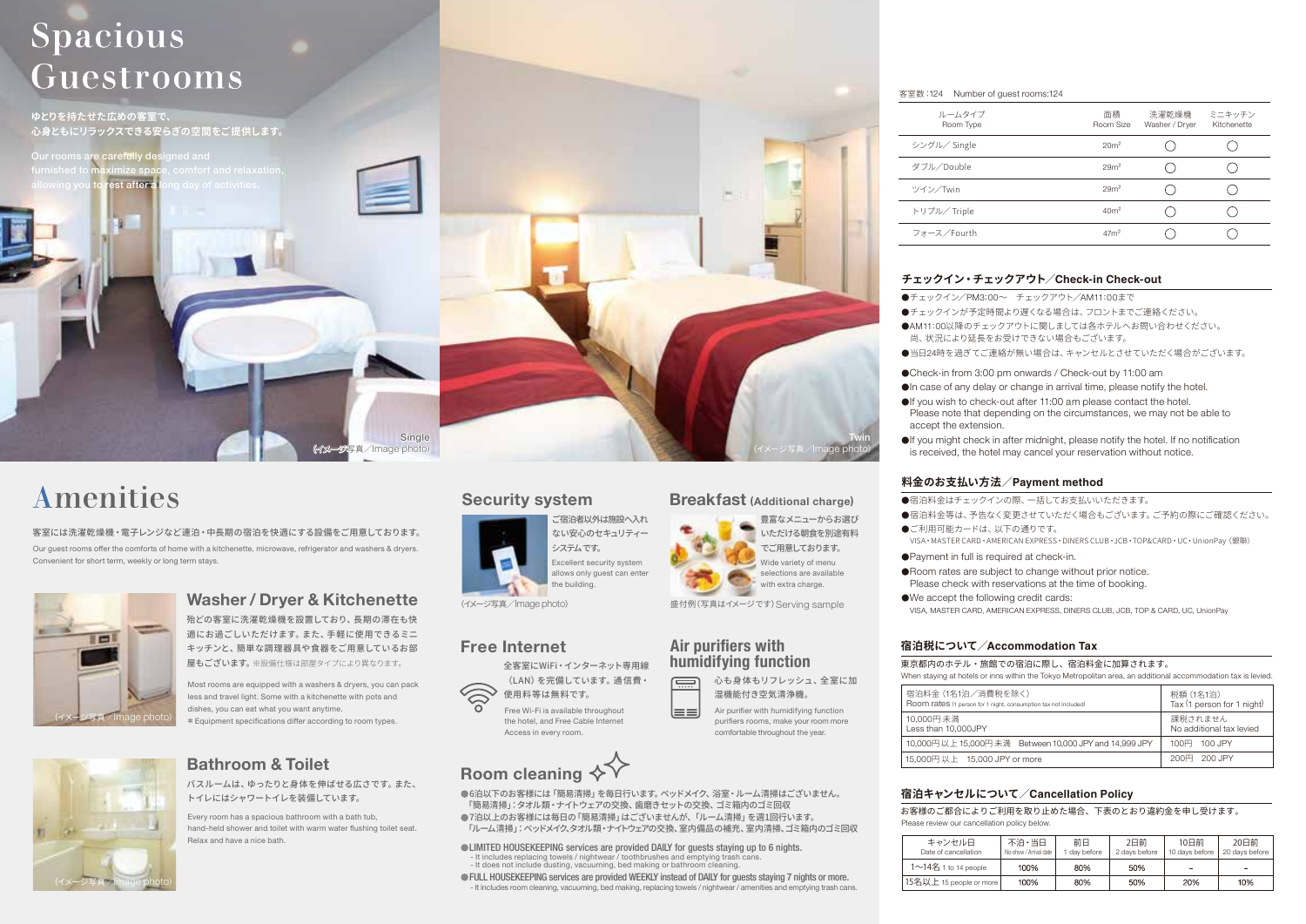# Spacious Guestrooms

ゆとりを持たせた広めの客室で、
心身ともにリラックスできる安らぎの空間をご提供します。

Our rooms are carefully designed and furnished to maximize space, comfort and relaxation, allowing you to rest after a long day of activities.

Single
(イメージ写真／Image photo)

Twin
(イメージ写真／Image photo)

客室数：124　Number of guest rooms:124

| ルームタイプ Room Type | 面積 Room Size | 洗濯乾燥機 Washer / Dryer | ミニキッチン Kitchenette |
|---|---|---|---|
| シングル／Single | 20m² | ○ | ○ |
| ダブル／Double | 29m² | ○ | ○ |
| ツイン／Twin | 29m² | ○ | ○ |
| トリプル／Triple | 40m² | ○ | ○ |
| フォース／Fourth | 47m² | ○ | ○ |

## チェックイン・チェックアウト／Check-in Check-out

●チェックイン／PM3:00～　チェックアウト／AM11:00まで
●チェックインが予定時間より遅くなる場合は、フロントまでご連絡ください。
●AM11:00以降のチェックアウトに関しましては各ホテルへお問い合わせください。
尚、状況により延長をお受けできない場合もございます。
●当日24時を過ぎてご連絡が無い場合は、キャンセルとさせていただく場合がございます。

●Check-in from 3:00 pm onwards / Check-out by 11:00 am
●In case of any delay or change in arrival time, please notify the hotel.
●If you wish to check-out after 11:00 am please contact the hotel.
Please note that depending on the circumstances, we may not be able to accept the extension.
●If you might check in after midnight, please notify the hotel. If no notification is received, the hotel may cancel your reservation without notice.

## 料金のお支払い方法／Payment method

●宿泊料金はチェックインの際、一括してお支払いいただきます。
●宿泊料金等は、予告なく変更させていただく場合もございます。ご予約の際にご確認ください。
●ご利用可能カードは、以下の通りです。
VISA・MASTER CARD・AMERICAN EXPRESS・DINERS CLUB・JCB・TOP&CARD・UC・UnionPay（銀聯）

●Payment in full is required at check-in.
●Room rates are subject to change without prior notice.
Please check with reservations at the time of booking.
●We accept the following credit cards:
VISA, MASTER CARD, AMERICAN EXPRESS, DINERS CLUB, JCB, TOP & CARD, UC, UnionPay

## 宿泊税について／Accommodation Tax

東京都内のホテル・旅館での宿泊に際し、宿泊料金に加算されます。
When staying at hotels or inns within the Tokyo Metropolitan area, an additional accommodation tax is levied.

| 宿泊料金（1名1泊／消費税を除く） Room rates (1 person for 1 night, consumption tax not included) | 税額（1名1泊） Tax (1 person for 1 night) |
|---|---|
| 10,000円未満 Less than 10,000JPY | 課税されません No additional tax levied |
| 10,000円以上15,000円未満　Between 10,000 JPY and 14,999 JPY | 100円　100 JPY |
| 15,000円以上　15,000 JPY or more | 200円　200 JPY |

## 宿泊キャンセルについて／Cancellation Policy

お客様のご都合によりご宿泊を取り止めた場合、下表のとおり違約金を申し受けます。
Please review our cancellation policy below.

| キャンセル日 Date of cancellation | 不泊・当日 No show / Arrival date | 前日 1 day before | 2日前 2 days before | 10日前 10 days before | 20日前 20 days before |
|---|---|---|---|---|---|
| 1～14名 1 to 14 people | 100% | 80% | 50% | – | – |
| 15名以上 15 people or more | 100% | 80% | 50% | 20% | 10% |

# Amenities

客室には洗濯乾燥機・電子レンジなど連泊・中長期の宿泊を快適にする設備をご用意しております。
Our guest rooms offer the comforts of home with a kitchenette, microwave, refrigerator and washers & dryers. Convenient for short term, weekly or long term stays.

## Washer / Dryer & Kitchenette

殆どの客室に洗濯乾燥機を設置しており、長期の滞在も快適にお過ごしいただけます。また、手軽に使用できるミニキッチンと、簡単な調理器具や食器をご用意しているお部屋もございます。※設備仕様は部屋タイプにより異なります。

Most rooms are equipped with a washers & dryers, you can pack less and travel light. Some with a kitchenette with pots and dishes, you can eat what you want anytime.
* Equipment specifications differ according to room types.

(イメージ写真／Image photo)

## Bathroom & Toilet

バスルームは、ゆったりと身体を伸ばせる広さです。また、トイレにはシャワートイレを装備しています。

Every room has a spacious bathroom with a bath tub, hand-held shower and toilet with warm water flushing toilet seat. Relax and have a nice bath.

(イメージ写真／Image photo)

## Security system

ご宿泊者以外は施設へ入れない安心のセキュリティーシステムです。

Excellent security system allows only guest can enter the building.

(イメージ写真／Image photo)

## Breakfast (Additional charge)

豊富なメニューからお選びいただける朝食を別途有料でご用意しております。

Wide variety of menu selections are available with extra charge.

盛付例（写真はイメージです）Serving sample

## Free Internet

全客室にWiFi・インターネット専用線（LAN）を完備しています。通信費・使用料等は無料です。

Free Wi-Fi is available throughout the hotel, and Free Cable Internet Access in every room.

## Air purifiers with humidifying function

心も身体もリフレッシュ、全室に加湿機能付き空気清浄機。

Air purifier with humidifying function purifiers rooms, make your room more comfortable throughout the year.

## Room cleaning

●6泊以下のお客様には「簡易清掃」を毎日行います。ベッドメイク、浴室・ルーム清掃はございません。
「簡易清掃」：タオル類・ナイトウェアの交換、歯磨きセットの交換、ゴミ箱内のゴミ回収
●7泊以上のお客様には毎日の「簡易清掃」はございませんが、「ルーム清掃」を週1回行います。
「ルーム清掃」：ベッドメイク、タオル類・ナイトウェアの交換、室内備品の補充、室内清掃、ゴミ箱内のゴミ回収

●LIMITED HOUSEKEEPING services are provided DAILY for guests staying up to 6 nights.
- It includes replacing towels / nightwear / toothbrushes and emptying trash cans.
- It does not include dusting, vacuuming, bed making or bathroom cleaning.
●FULL HOUSEKEEPING services are provided WEEKLY instead of DAILY for guests staying 7 nights or more.
- It includes room cleaning, vacuuming, bed making, replacing towels / nightwear / amenities and emptying trash cans.